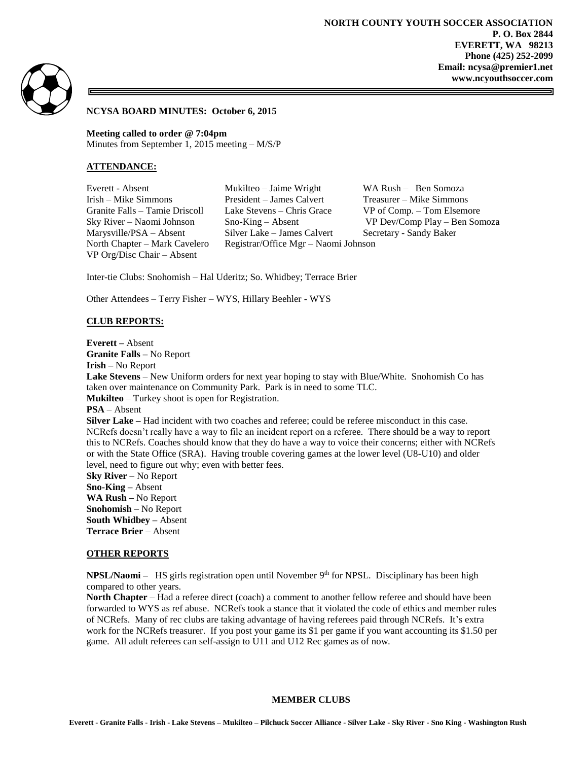**NORTH COUNTY YOUTH SOCCER ASSOCIATION**
**P. O. Box 2844**
**EVERETT, WA 98213**
**Phone (425) 252-2099**
**Email: ncysa@premier1.net**
**www.ncyouthsoccer.com**

## NCYSA BOARD MINUTES: October 6, 2015

**Meeting called to order @ 7:04pm**
Minutes from September 1, 2015 meeting – M/S/P

### ATTENDANCE:

| | | |
|---|---|---|
| Everett - Absent | Mukilteo – Jaime Wright | WA Rush – Ben Somoza |
| Irish – Mike Simmons | President – James Calvert | Treasurer – Mike Simmons |
| Granite Falls – Tamie Driscoll | Lake Stevens – Chris Grace | VP of Comp. – Tom Elsemore |
| Sky River – Naomi Johnson | Sno-King – Absent | VP Dev/Comp Play – Ben Somoza |
| Marysville/PSA – Absent | Silver Lake – James Calvert | Secretary - Sandy Baker |
| North Chapter – Mark Cavelero | Registrar/Office Mgr – Naomi Johnson | |
| VP Org/Disc Chair – Absent | | |

Inter-tie Clubs: Snohomish – Hal Uderitz; So. Whidbey; Terrace Brier

Other Attendees – Terry Fisher – WYS, Hillary Beehler - WYS

### CLUB REPORTS:

**Everett –** Absent
**Granite Falls –** No Report
**Irish –** No Report
**Lake Stevens** – New Uniform orders for next year hoping to stay with Blue/White. Snohomish Co has taken over maintenance on Community Park. Park is in need to some TLC.
**Mukilteo** – Turkey shoot is open for Registration.
**PSA** – Absent
**Silver Lake –** Had incident with two coaches and referee; could be referee misconduct in this case. NCRefs doesn't really have a way to file an incident report on a referee. There should be a way to report this to NCRefs. Coaches should know that they do have a way to voice their concerns; either with NCRefs or with the State Office (SRA). Having trouble covering games at the lower level (U8-U10) and older level, need to figure out why; even with better fees.
**Sky River** – No Report
**Sno-King –** Absent
**WA Rush –** No Report
**Snohomish** – No Report
**South Whidbey –** Absent
**Terrace Brier** – Absent

### OTHER REPORTS

**NPSL/Naomi –** HS girls registration open until November 9th for NPSL. Disciplinary has been high compared to other years.
**North Chapter** – Had a referee direct (coach) a comment to another fellow referee and should have been forwarded to WYS as ref abuse. NCRefs took a stance that it violated the code of ethics and member rules of NCRefs. Many of rec clubs are taking advantage of having referees paid through NCRefs. It's extra work for the NCRefs treasurer. If you post your game its $1 per game if you want accounting its $1.50 per game. All adult referees can self-assign to U11 and U12 Rec games as of now.

**MEMBER CLUBS**

**Everett - Granite Falls - Irish - Lake Stevens – Mukilteo – Pilchuck Soccer Alliance - Silver Lake - Sky River - Sno King - Washington Rush**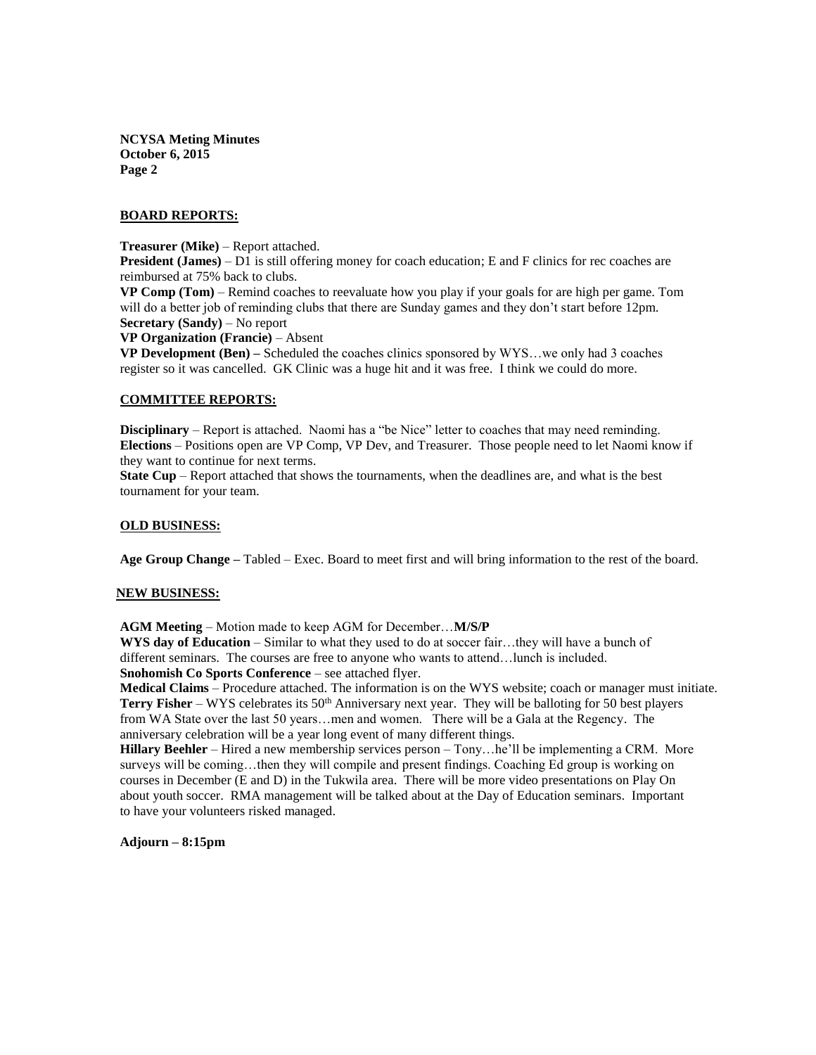**NCYSA Meting Minutes**
**October 6, 2015**
**Page 2**

## BOARD REPORTS:

**Treasurer (Mike)** – Report attached.
**President (James)** – D1 is still offering money for coach education; E and F clinics for rec coaches are reimbursed at 75% back to clubs.
**VP Comp (Tom)** – Remind coaches to reevaluate how you play if your goals for are high per game. Tom will do a better job of reminding clubs that there are Sunday games and they don't start before 12pm.
**Secretary (Sandy)** – No report
**VP Organization (Francie)** – Absent
**VP Development (Ben) –** Scheduled the coaches clinics sponsored by WYS…we only had 3 coaches register so it was cancelled. GK Clinic was a huge hit and it was free. I think we could do more.

## COMMITTEE REPORTS:

**Disciplinary** – Report is attached. Naomi has a "be Nice" letter to coaches that may need reminding.
**Elections** – Positions open are VP Comp, VP Dev, and Treasurer. Those people need to let Naomi know if they want to continue for next terms.
**State Cup** – Report attached that shows the tournaments, when the deadlines are, and what is the best tournament for your team.

## OLD BUSINESS:

**Age Group Change –** Tabled – Exec. Board to meet first and will bring information to the rest of the board.

## NEW BUSINESS:

**AGM Meeting** – Motion made to keep AGM for December…**M/S/P**
**WYS day of Education** – Similar to what they used to do at soccer fair…they will have a bunch of different seminars. The courses are free to anyone who wants to attend…lunch is included.
**Snohomish Co Sports Conference** – see attached flyer.
**Medical Claims** – Procedure attached. The information is on the WYS website; coach or manager must initiate.
**Terry Fisher** – WYS celebrates its 50th Anniversary next year. They will be balloting for 50 best players from WA State over the last 50 years…men and women. There will be a Gala at the Regency. The anniversary celebration will be a year long event of many different things.
**Hillary Beehler** – Hired a new membership services person – Tony…he'll be implementing a CRM. More surveys will be coming…then they will compile and present findings. Coaching Ed group is working on courses in December (E and D) in the Tukwila area. There will be more video presentations on Play On about youth soccer. RMA management will be talked about at the Day of Education seminars. Important to have your volunteers risked managed.

**Adjourn – 8:15pm**